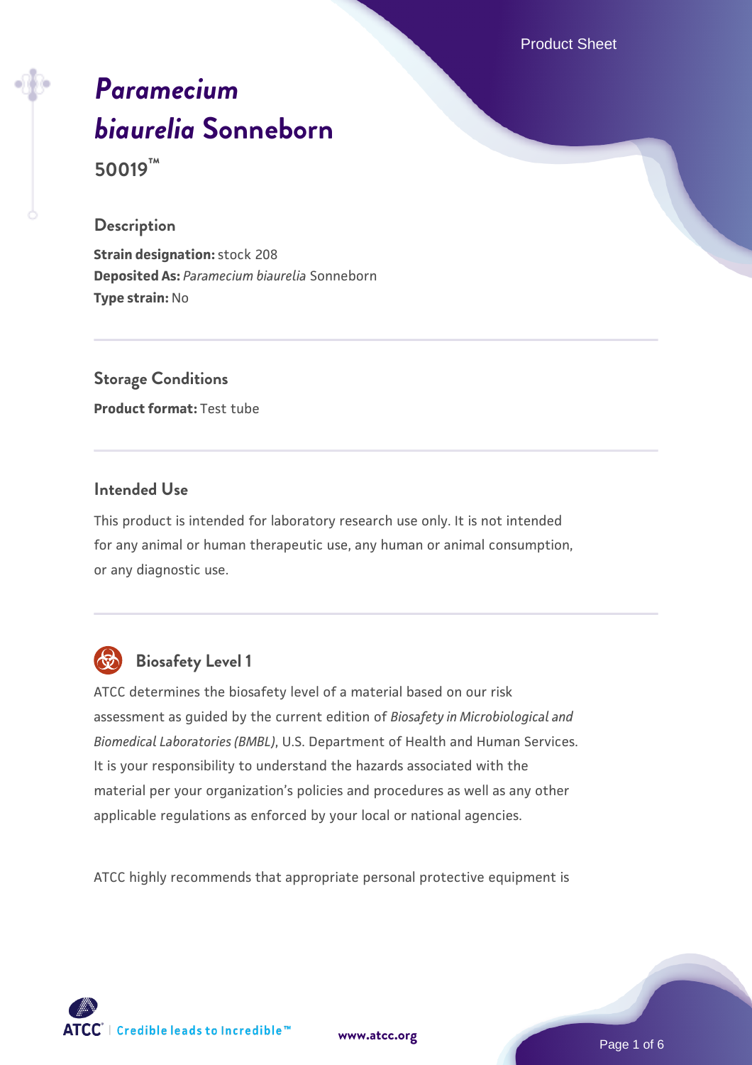# *Paramecium biaurelia* Sonneborn

**50019™**

## Description

**Strain designation:** stock 208
**Deposited As:** *Paramecium biaurelia* Sonneborn
**Type strain:** No

## Storage Conditions

**Product format:** Test tube

## Intended Use

This product is intended for laboratory research use only. It is not intended for any animal or human therapeutic use, any human or animal consumption, or any diagnostic use.

## Biosafety Level 1

ATCC determines the biosafety level of a material based on our risk assessment as guided by the current edition of *Biosafety in Microbiological and Biomedical Laboratories (BMBL)*, U.S. Department of Health and Human Services. It is your responsibility to understand the hazards associated with the material per your organization's policies and procedures as well as any other applicable regulations as enforced by your local or national agencies.

ATCC highly recommends that appropriate personal protective equipment is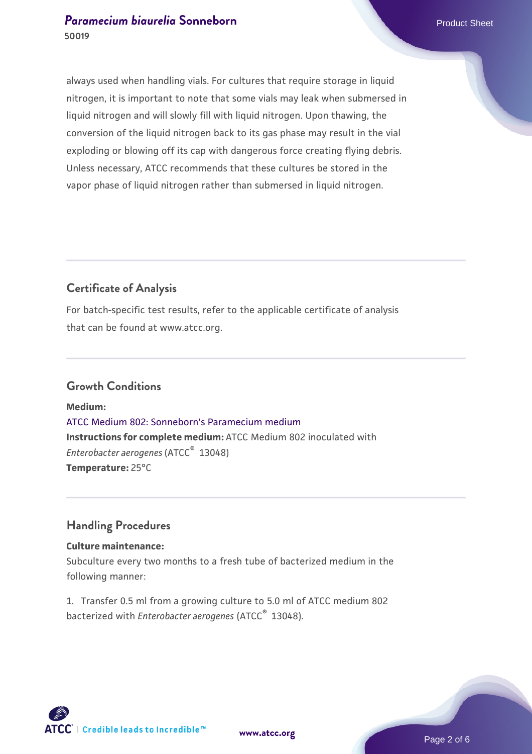always used when handling vials. For cultures that require storage in liquid nitrogen, it is important to note that some vials may leak when submersed in liquid nitrogen and will slowly fill with liquid nitrogen. Upon thawing, the conversion of the liquid nitrogen back to its gas phase may result in the vial exploding or blowing off its cap with dangerous force creating flying debris. Unless necessary, ATCC recommends that these cultures be stored in the vapor phase of liquid nitrogen rather than submersed in liquid nitrogen.

## Certificate of Analysis

For batch-specific test results, refer to the applicable certificate of analysis that can be found at www.atcc.org.

## Growth Conditions

**Medium:**
ATCC Medium 802: Sonneborn's Paramecium medium
**Instructions for complete medium:** ATCC Medium 802 inoculated with *Enterobacter aerogenes* (ATCC® 13048)
**Temperature:** 25°C

## Handling Procedures

**Culture maintenance:**
Subculture every two months to a fresh tube of bacterized medium in the following manner:

1. Transfer 0.5 ml from a growing culture to 5.0 ml of ATCC medium 802 bacterized with *Enterobacter aerogenes* (ATCC® 13048).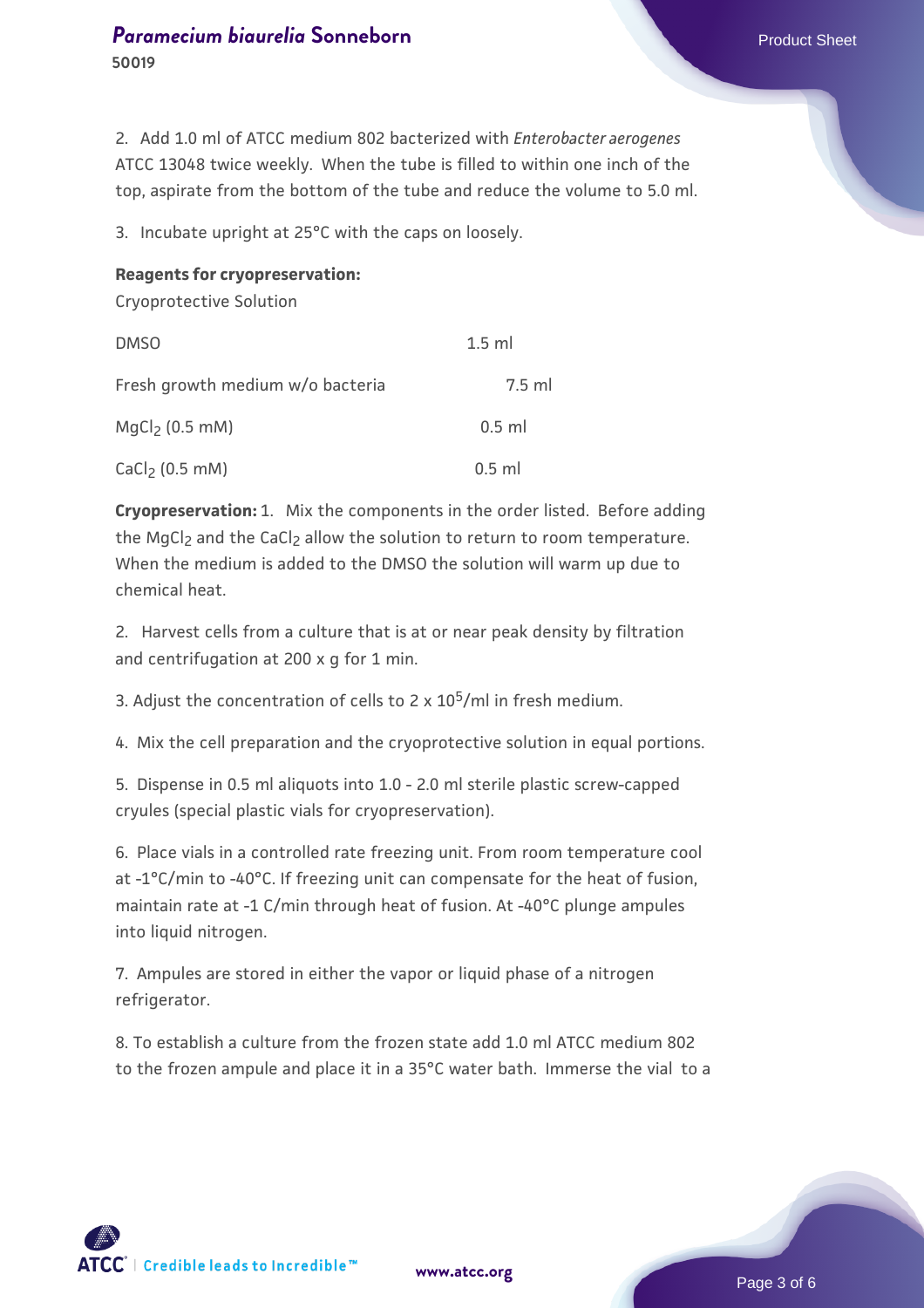2. Add 1.0 ml of ATCC medium 802 bacterized with *Enterobacter aerogenes* ATCC 13048 twice weekly. When the tube is filled to within one inch of the top, aspirate from the bottom of the tube and reduce the volume to 5.0 ml.

3. Incubate upright at 25°C with the caps on loosely.

**Reagents for cryopreservation:**

Cryoprotective Solution

| | |
|---|---|
| DMSO | 1.5 ml |
| Fresh growth medium w/o bacteria | 7.5 ml |
| $MgCl_2$ (0.5 mM) | 0.5 ml |
| $CaCl_2$ (0.5 mM) | 0.5 ml |

**Cryopreservation:** 1. Mix the components in the order listed. Before adding the $MgCl_2$ and the $CaCl_2$ allow the solution to return to room temperature. When the medium is added to the DMSO the solution will warm up due to chemical heat.

2. Harvest cells from a culture that is at or near peak density by filtration and centrifugation at 200 x g for 1 min.

3. Adjust the concentration of cells to $2 \times 10^5$/ml in fresh medium.

4. Mix the cell preparation and the cryoprotective solution in equal portions.

5. Dispense in 0.5 ml aliquots into 1.0 - 2.0 ml sterile plastic screw-capped cryules (special plastic vials for cryopreservation).

6. Place vials in a controlled rate freezing unit. From room temperature cool at -1°C/min to -40°C. If freezing unit can compensate for the heat of fusion, maintain rate at -1 C/min through heat of fusion. At -40°C plunge ampules into liquid nitrogen.

7. Ampules are stored in either the vapor or liquid phase of a nitrogen refrigerator.

8. To establish a culture from the frozen state add 1.0 ml ATCC medium 802 to the frozen ampule and place it in a 35°C water bath. Immerse the vial to a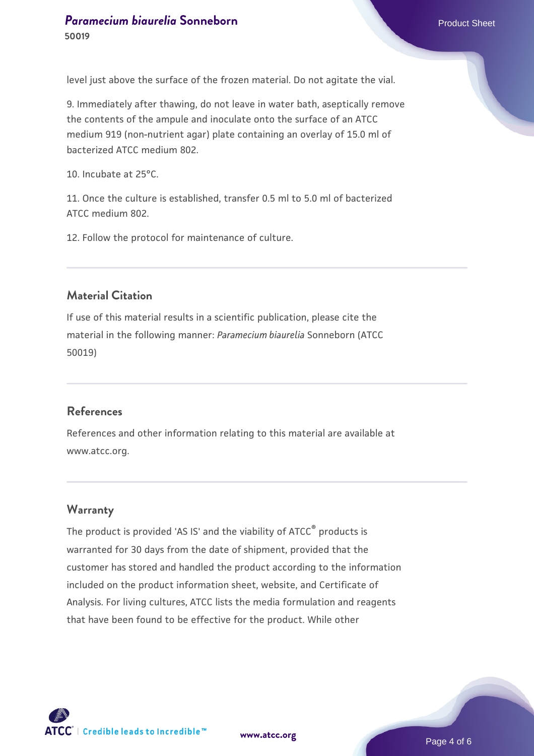level just above the surface of the frozen material. Do not agitate the vial.

9. Immediately after thawing, do not leave in water bath, aseptically remove the contents of the ampule and inoculate onto the surface of an ATCC medium 919 (non-nutrient agar) plate containing an overlay of 15.0 ml of bacterized ATCC medium 802.

10. Incubate at 25°C.

11. Once the culture is established, transfer 0.5 ml to 5.0 ml of bacterized ATCC medium 802.

12. Follow the protocol for maintenance of culture.

## Material Citation

If use of this material results in a scientific publication, please cite the material in the following manner: *Paramecium biaurelia* Sonneborn (ATCC 50019)

## References

References and other information relating to this material are available at www.atcc.org.

## Warranty

The product is provided 'AS IS' and the viability of ATCC® products is warranted for 30 days from the date of shipment, provided that the customer has stored and handled the product according to the information included on the product information sheet, website, and Certificate of Analysis. For living cultures, ATCC lists the media formulation and reagents that have been found to be effective for the product. While other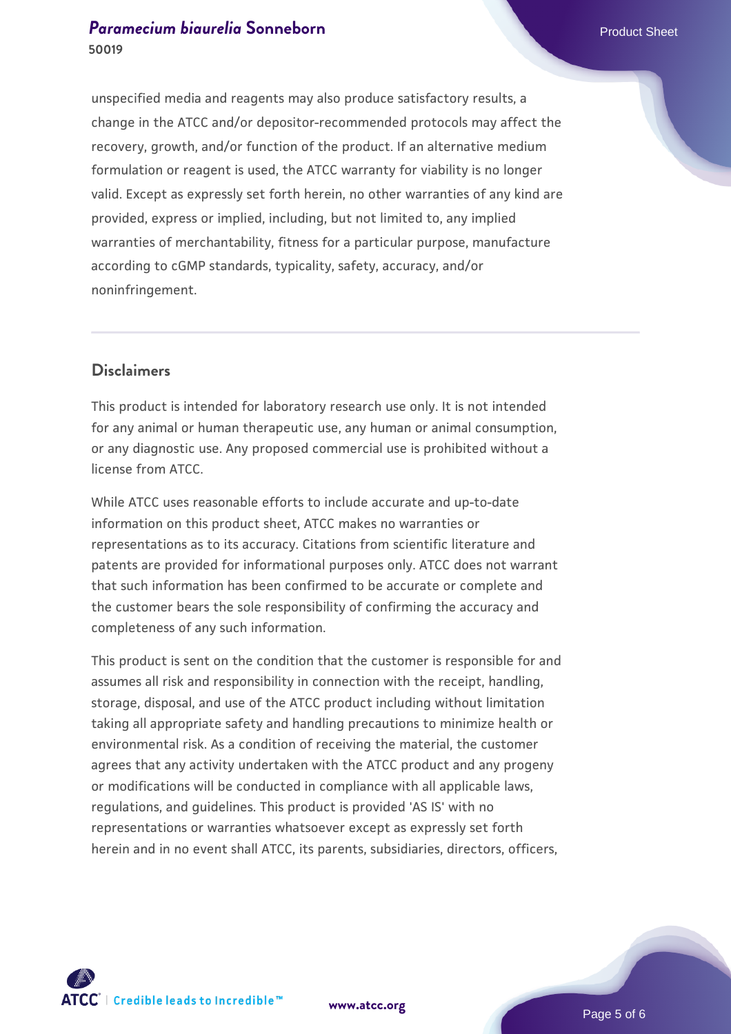unspecified media and reagents may also produce satisfactory results, a change in the ATCC and/or depositor-recommended protocols may affect the recovery, growth, and/or function of the product. If an alternative medium formulation or reagent is used, the ATCC warranty for viability is no longer valid. Except as expressly set forth herein, no other warranties of any kind are provided, express or implied, including, but not limited to, any implied warranties of merchantability, fitness for a particular purpose, manufacture according to cGMP standards, typicality, safety, accuracy, and/or noninfringement.

## Disclaimers

This product is intended for laboratory research use only. It is not intended for any animal or human therapeutic use, any human or animal consumption, or any diagnostic use. Any proposed commercial use is prohibited without a license from ATCC.

While ATCC uses reasonable efforts to include accurate and up-to-date information on this product sheet, ATCC makes no warranties or representations as to its accuracy. Citations from scientific literature and patents are provided for informational purposes only. ATCC does not warrant that such information has been confirmed to be accurate or complete and the customer bears the sole responsibility of confirming the accuracy and completeness of any such information.

This product is sent on the condition that the customer is responsible for and assumes all risk and responsibility in connection with the receipt, handling, storage, disposal, and use of the ATCC product including without limitation taking all appropriate safety and handling precautions to minimize health or environmental risk. As a condition of receiving the material, the customer agrees that any activity undertaken with the ATCC product and any progeny or modifications will be conducted in compliance with all applicable laws, regulations, and guidelines. This product is provided 'AS IS' with no representations or warranties whatsoever except as expressly set forth herein and in no event shall ATCC, its parents, subsidiaries, directors, officers,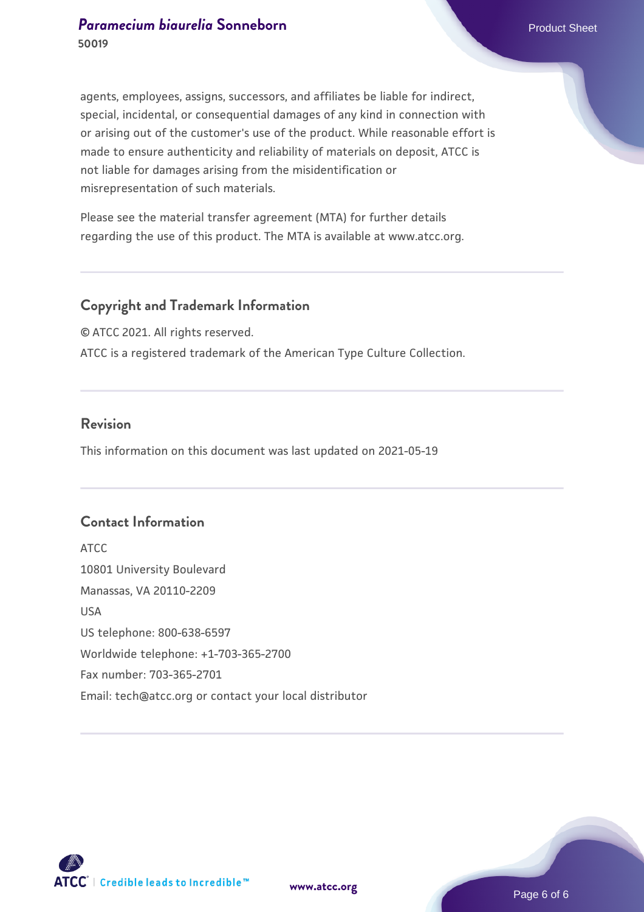agents, employees, assigns, successors, and affiliates be liable for indirect, special, incidental, or consequential damages of any kind in connection with or arising out of the customer's use of the product. While reasonable effort is made to ensure authenticity and reliability of materials on deposit, ATCC is not liable for damages arising from the misidentification or misrepresentation of such materials.

Please see the material transfer agreement (MTA) for further details regarding the use of this product. The MTA is available at www.atcc.org.

## Copyright and Trademark Information

© ATCC 2021. All rights reserved.

ATCC is a registered trademark of the American Type Culture Collection.

## Revision

This information on this document was last updated on 2021-05-19

## Contact Information

ATCC
10801 University Boulevard
Manassas, VA 20110-2209
USA
US telephone: 800-638-6597
Worldwide telephone: +1-703-365-2700
Fax number: 703-365-2701
Email: tech@atcc.org or contact your local distributor